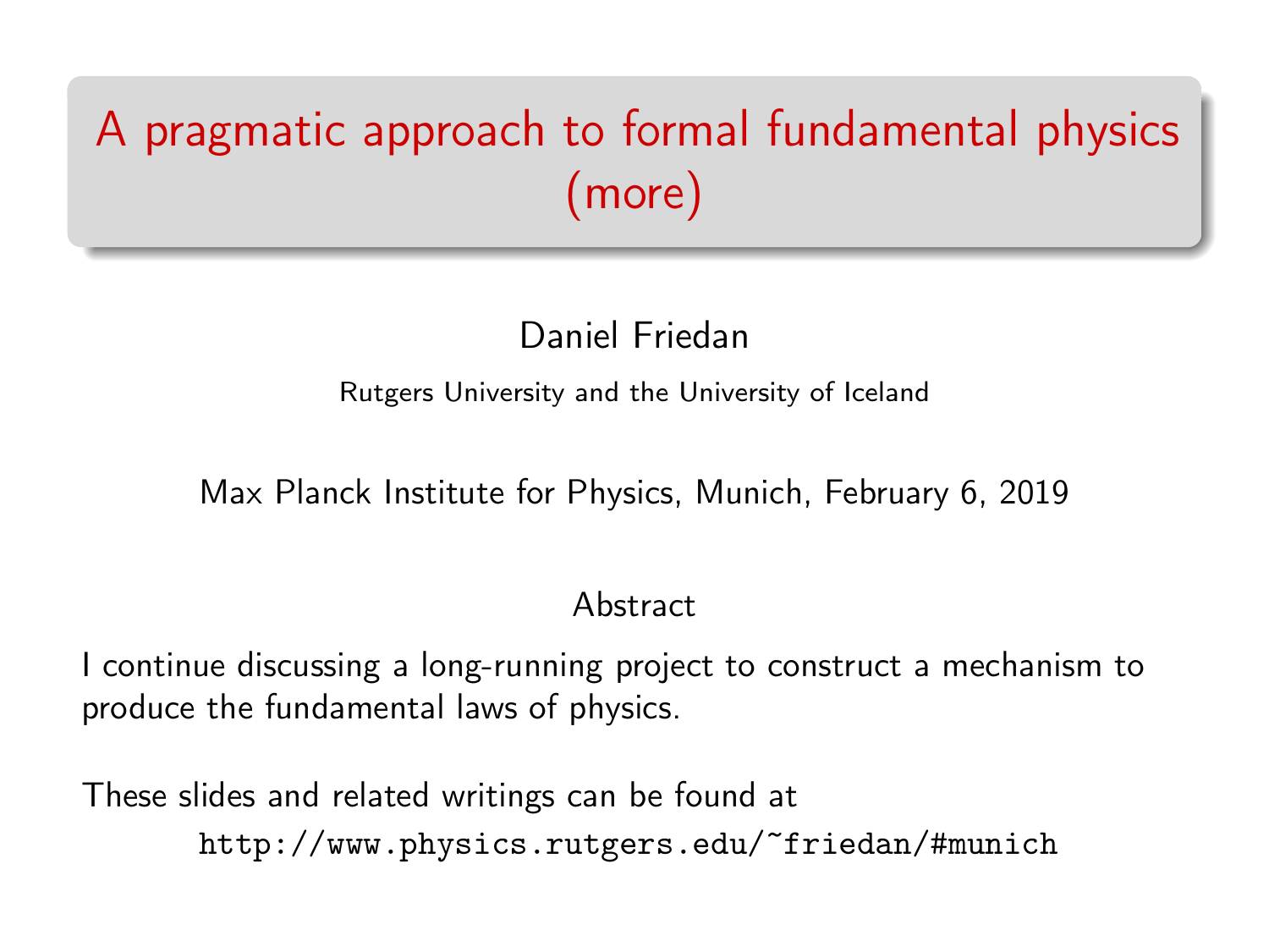# A pragmatic approach to formal fundamental physics (more)

Daniel Friedan

Rutgers University and the University of Iceland

Max Planck Institute for Physics, Munich, February 6, 2019

## Abstract

I continue discussing a long-running project to construct a mechanism to produce the fundamental laws of physics.

These slides and related writings can be found at

http://www.physics.rutgers.edu/~friedan/#munich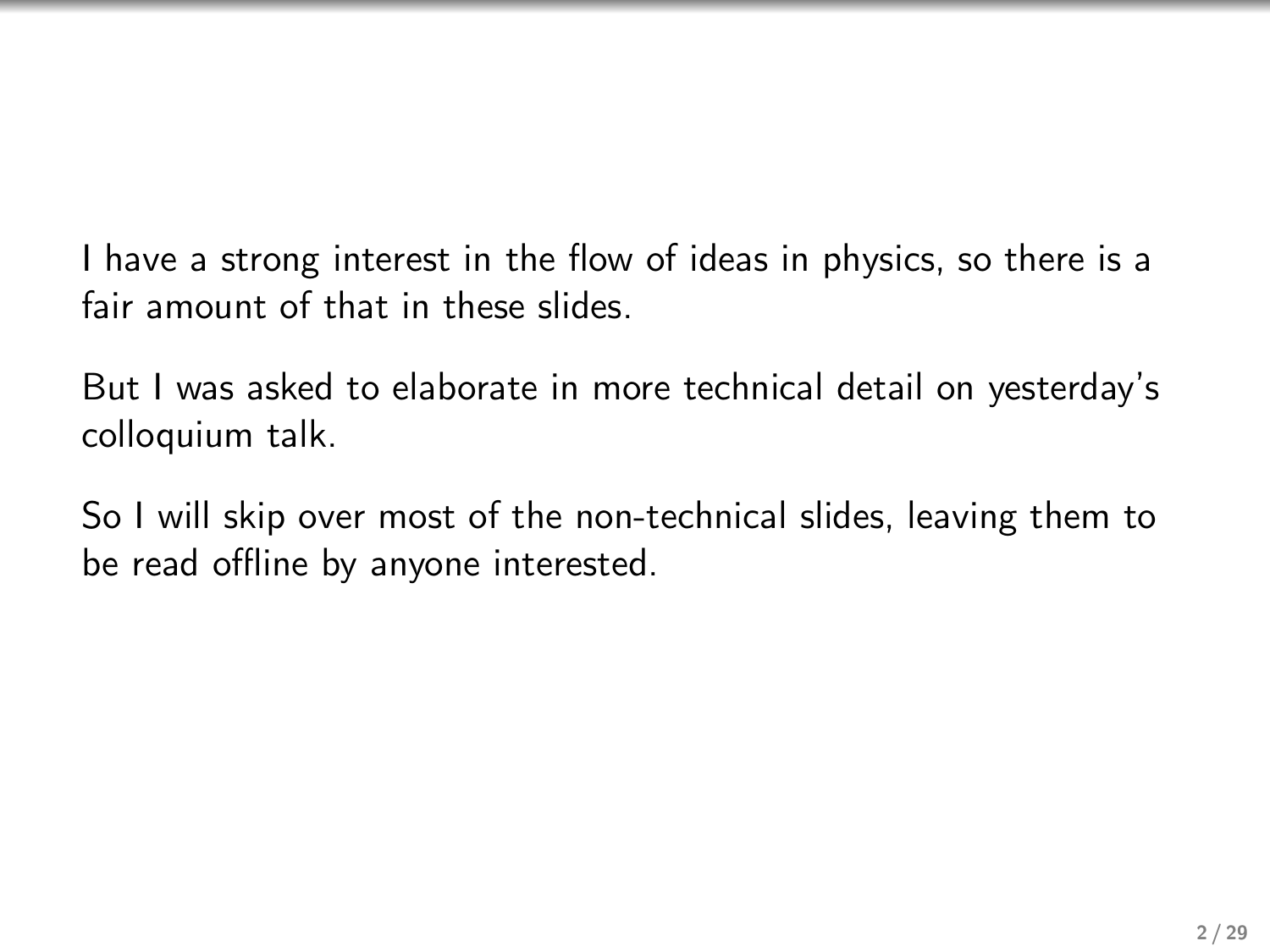I have a strong interest in the flow of ideas in physics, so there is a fair amount of that in these slides.

But I was asked to elaborate in more technical detail on yesterday's colloquium talk.

So I will skip over most of the non-technical slides, leaving them to be read offline by anyone interested.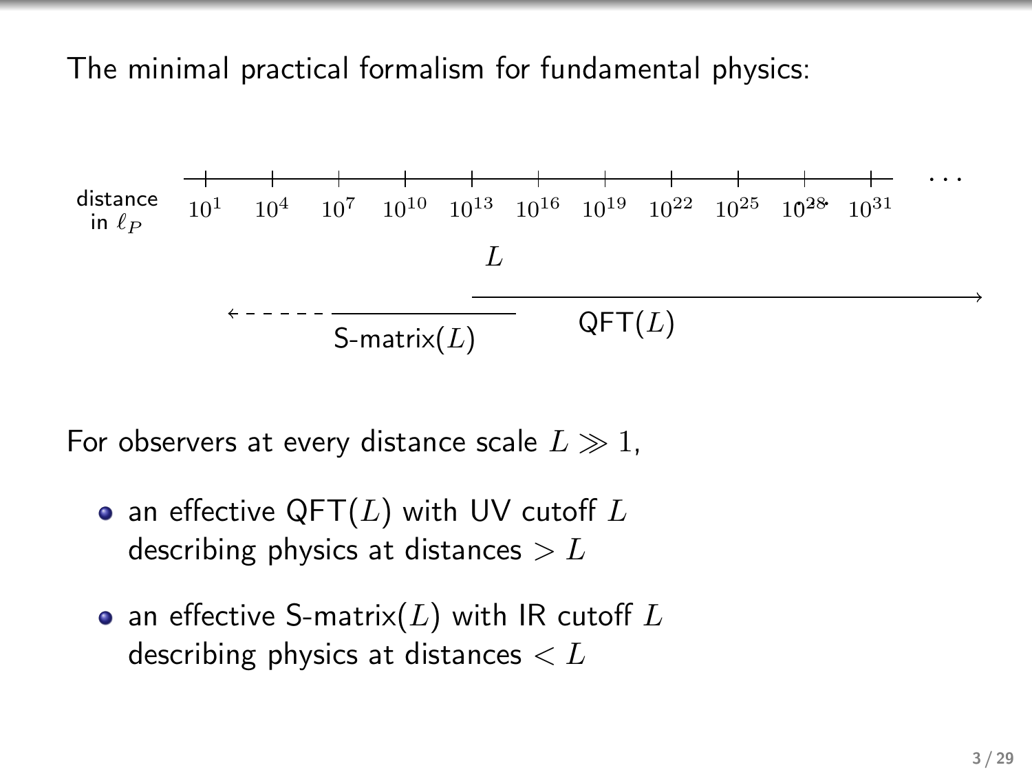The minimal practical formalism for fundamental physics:

distance in $\ell_P$: $10^1$ $10^4$ $10^7$ $10^{10}$ $10^{13}$ $10^{16}$ $10^{19}$ $10^{22}$ $10^{25}$ $10^{28}$ $10^{31}$ . . .

$L$

S-matrix($L$) QFT($L$)

For observers at every distance scale $L \gg 1$,

- an effective QFT($L$) with UV cutoff $L$ describing physics at distances $> L$
- an effective S-matrix($L$) with IR cutoff $L$ describing physics at distances $< L$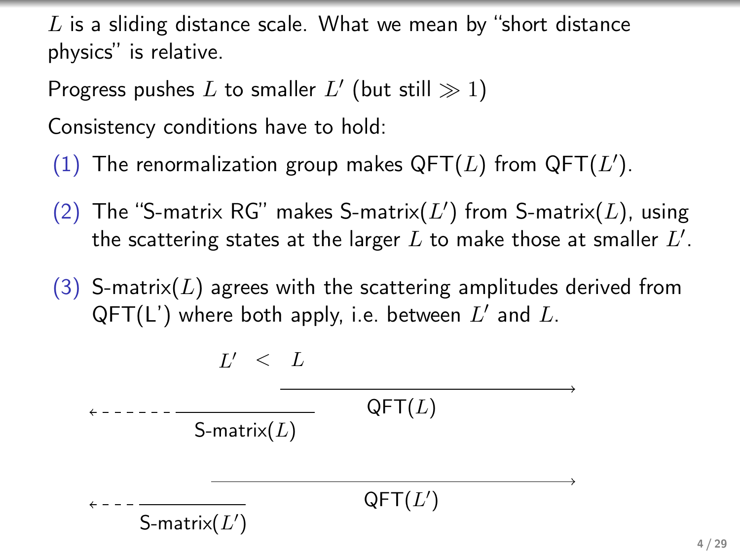$L$ is a sliding distance scale. What we mean by "short distance physics" is relative.

Progress pushes $L$ to smaller $L'$ (but still $\gg 1$)

Consistency conditions have to hold:

(1) The renormalization group makes QFT($L$) from QFT($L'$).

(2) The "S-matrix RG" makes S-matrix($L'$) from S-matrix($L$), using the scattering states at the larger $L$ to make those at smaller $L'$.

(3) S-matrix($L$) agrees with the scattering amplitudes derived from QFT(L') where both apply, i.e. between $L'$ and $L$.

$L' < L$

QFT($L$)

S-matrix($L$)

QFT($L'$)

S-matrix($L'$)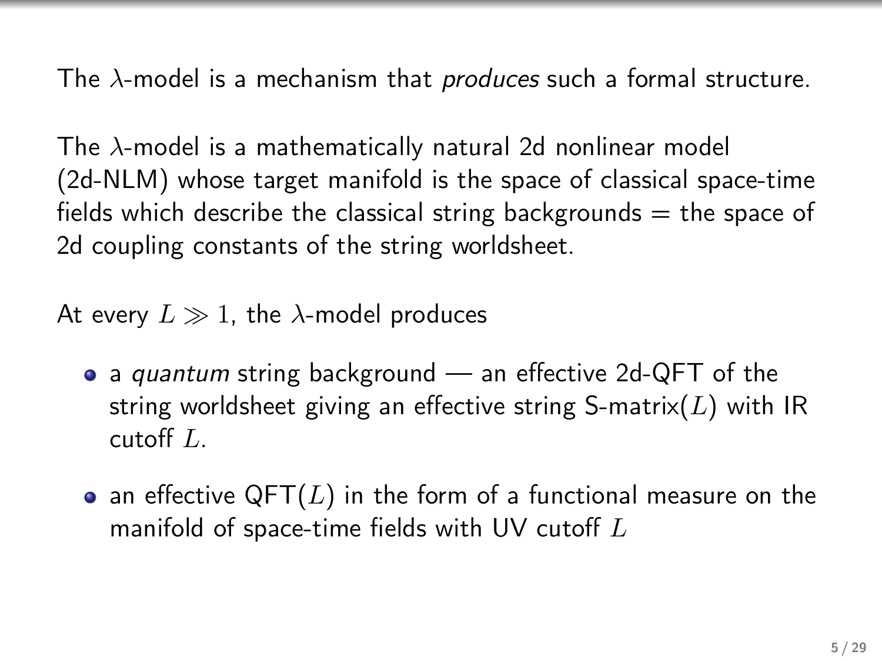The $\lambda$-model is a mechanism that *produces* such a formal structure.

The $\lambda$-model is a mathematically natural 2d nonlinear model (2d-NLM) whose target manifold is the space of classical space-time fields which describe the classical string backgrounds = the space of 2d coupling constants of the string worldsheet.

At every $L \gg 1$, the $\lambda$-model produces

- a *quantum* string background — an effective 2d-QFT of the string worldsheet giving an effective string S-matrix($L$) with IR cutoff $L$.
- an effective QFT($L$) in the form of a functional measure on the manifold of space-time fields with UV cutoff $L$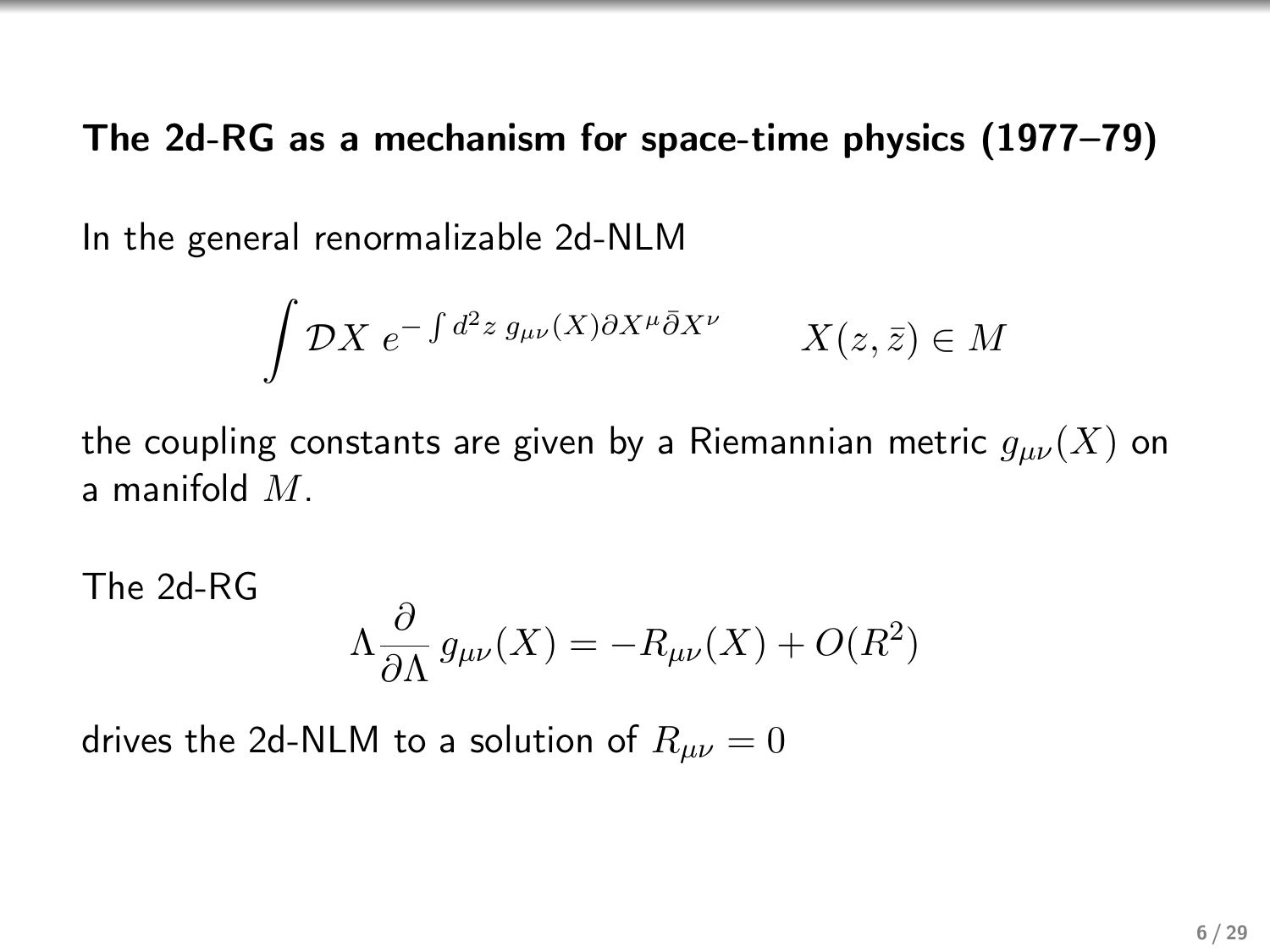### The 2d-RG as a mechanism for space-time physics (1977–79)

In the general renormalizable 2d-NLM

$$\int \mathcal{D}X \; e^{-\int d^2z \; g_{\mu\nu}(X)\partial X^\mu \bar{\partial} X^\nu} \qquad X(z,\bar{z}) \in M$$

the coupling constants are given by a Riemannian metric $g_{\mu\nu}(X)$ on a manifold $M$.

The 2d-RG

$$\Lambda \frac{\partial}{\partial \Lambda} \, g_{\mu\nu}(X) = -R_{\mu\nu}(X) + O(R^2)$$

drives the 2d-NLM to a solution of $R_{\mu\nu} = 0$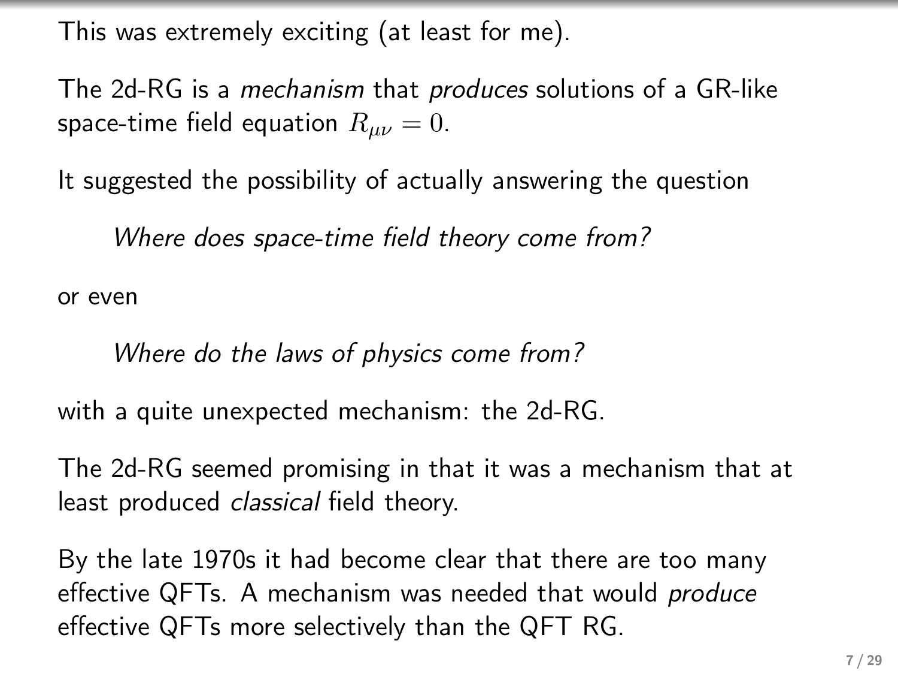This was extremely exciting (at least for me).

The 2d-RG is a *mechanism* that *produces* solutions of a GR-like space-time field equation $R_{\mu\nu} = 0$.

It suggested the possibility of actually answering the question

> *Where does space-time field theory come from?*

or even

> *Where do the laws of physics come from?*

with a quite unexpected mechanism: the 2d-RG.

The 2d-RG seemed promising in that it was a mechanism that at least produced *classical* field theory.

By the late 1970s it had become clear that there are too many effective QFTs. A mechanism was needed that would *produce* effective QFTs more selectively than the QFT RG.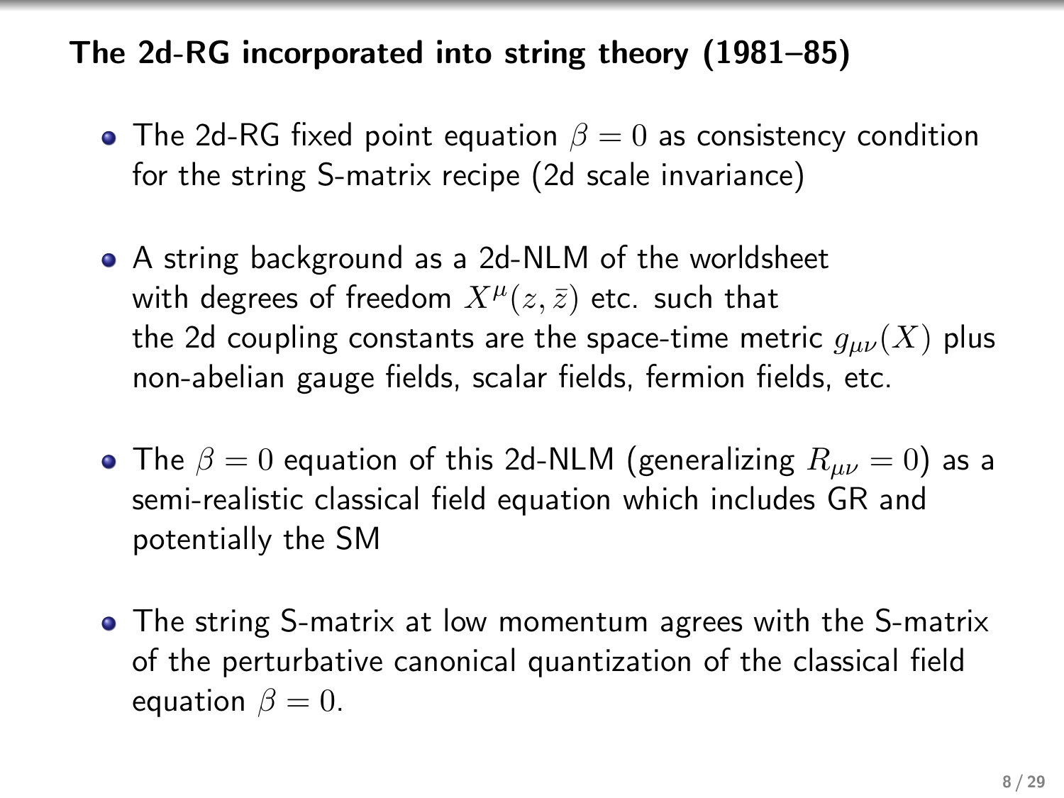## The 2d-RG incorporated into string theory (1981–85)

- The 2d-RG fixed point equation $\beta = 0$ as consistency condition for the string S-matrix recipe (2d scale invariance)

- A string background as a 2d-NLM of the worldsheet with degrees of freedom $X^\mu(z, \bar{z})$ etc. such that the 2d coupling constants are the space-time metric $g_{\mu\nu}(X)$ plus non-abelian gauge fields, scalar fields, fermion fields, etc.

- The $\beta = 0$ equation of this 2d-NLM (generalizing $R_{\mu\nu} = 0$) as a semi-realistic classical field equation which includes GR and potentially the SM

- The string S-matrix at low momentum agrees with the S-matrix of the perturbative canonical quantization of the classical field equation $\beta = 0$.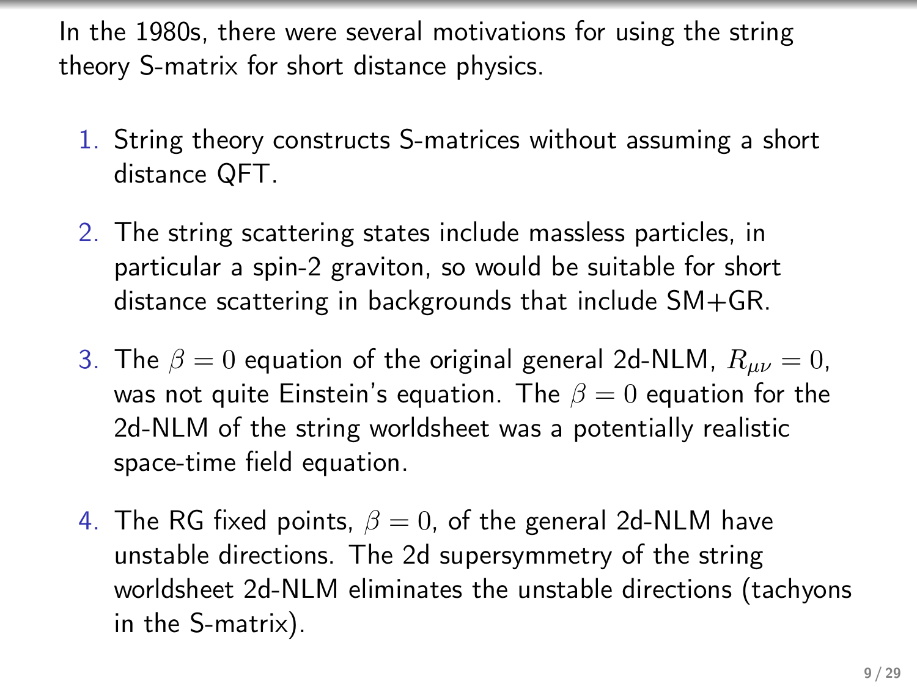In the 1980s, there were several motivations for using the string theory S-matrix for short distance physics.

1. String theory constructs S-matrices without assuming a short distance QFT.
2. The string scattering states include massless particles, in particular a spin-2 graviton, so would be suitable for short distance scattering in backgrounds that include SM+GR.
3. The $\beta = 0$ equation of the original general 2d-NLM, $R_{\mu\nu} = 0$, was not quite Einstein's equation. The $\beta = 0$ equation for the 2d-NLM of the string worldsheet was a potentially realistic space-time field equation.
4. The RG fixed points, $\beta = 0$, of the general 2d-NLM have unstable directions. The 2d supersymmetry of the string worldsheet 2d-NLM eliminates the unstable directions (tachyons in the S-matrix).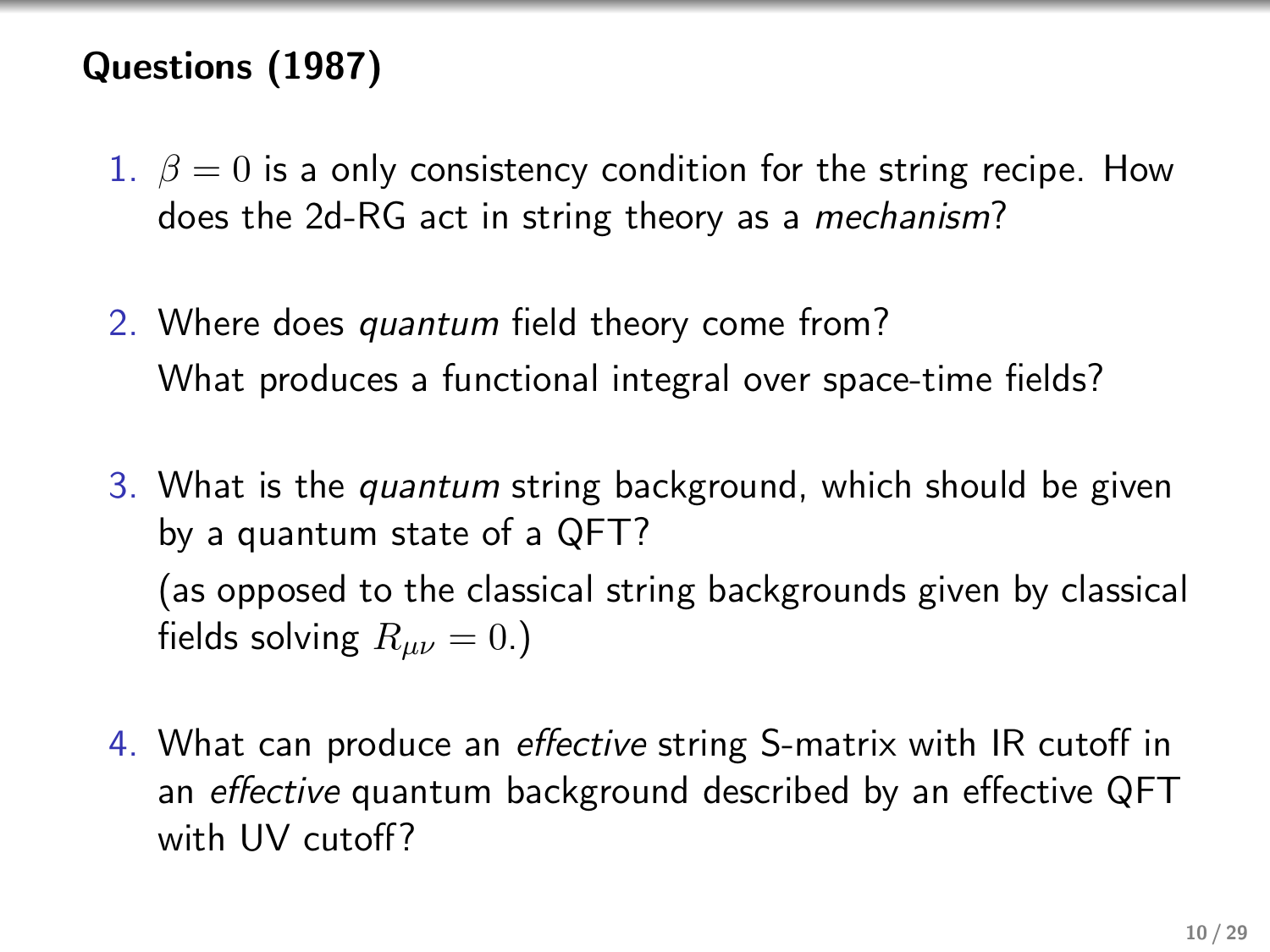## Questions (1987)

1. $\beta = 0$ is a only consistency condition for the string recipe. How does the 2d-RG act in string theory as a *mechanism*?

2. Where does *quantum* field theory come from?

   What produces a functional integral over space-time fields?

3. What is the *quantum* string background, which should be given by a quantum state of a QFT?

   (as opposed to the classical string backgrounds given by classical fields solving $R_{\mu\nu} = 0$.)

4. What can produce an *effective* string S-matrix with IR cutoff in an *effective* quantum background described by an effective QFT with UV cutoff?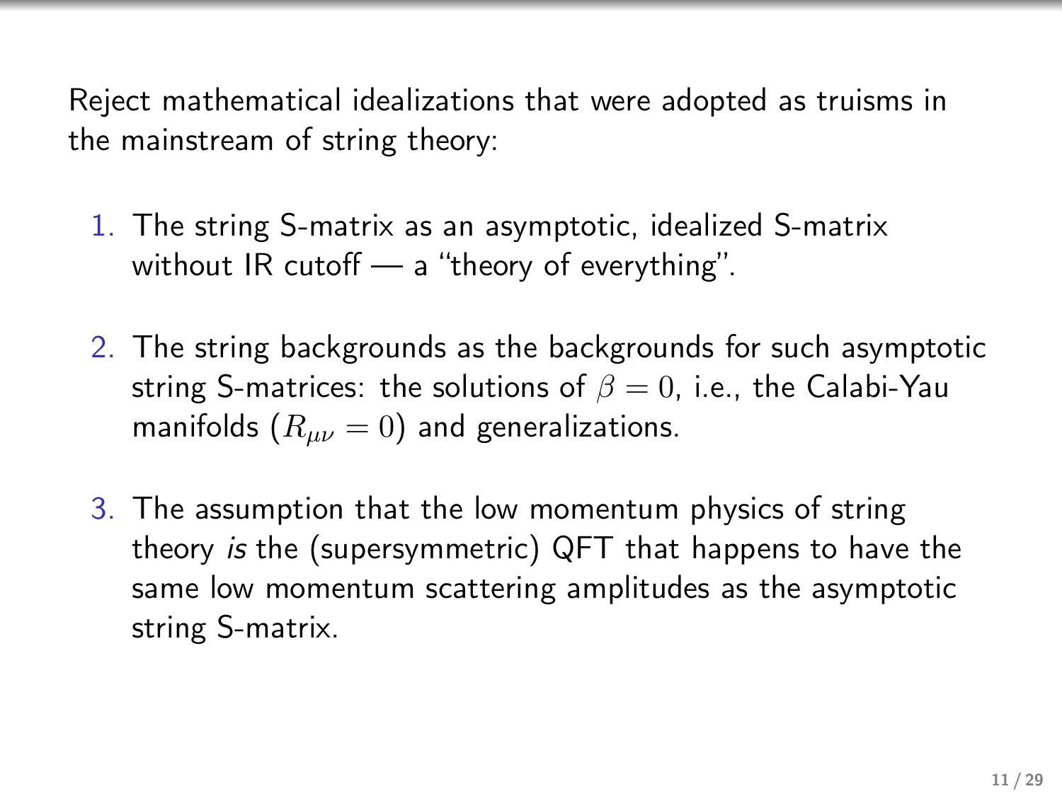Reject mathematical idealizations that were adopted as truisms in the mainstream of string theory:

1. The string S-matrix as an asymptotic, idealized S-matrix without IR cutoff — a "theory of everything".

2. The string backgrounds as the backgrounds for such asymptotic string S-matrices: the solutions of $\beta = 0$, i.e., the Calabi-Yau manifolds ($R_{\mu\nu} = 0$) and generalizations.

3. The assumption that the low momentum physics of string theory *is* the (supersymmetric) QFT that happens to have the same low momentum scattering amplitudes as the asymptotic string S-matrix.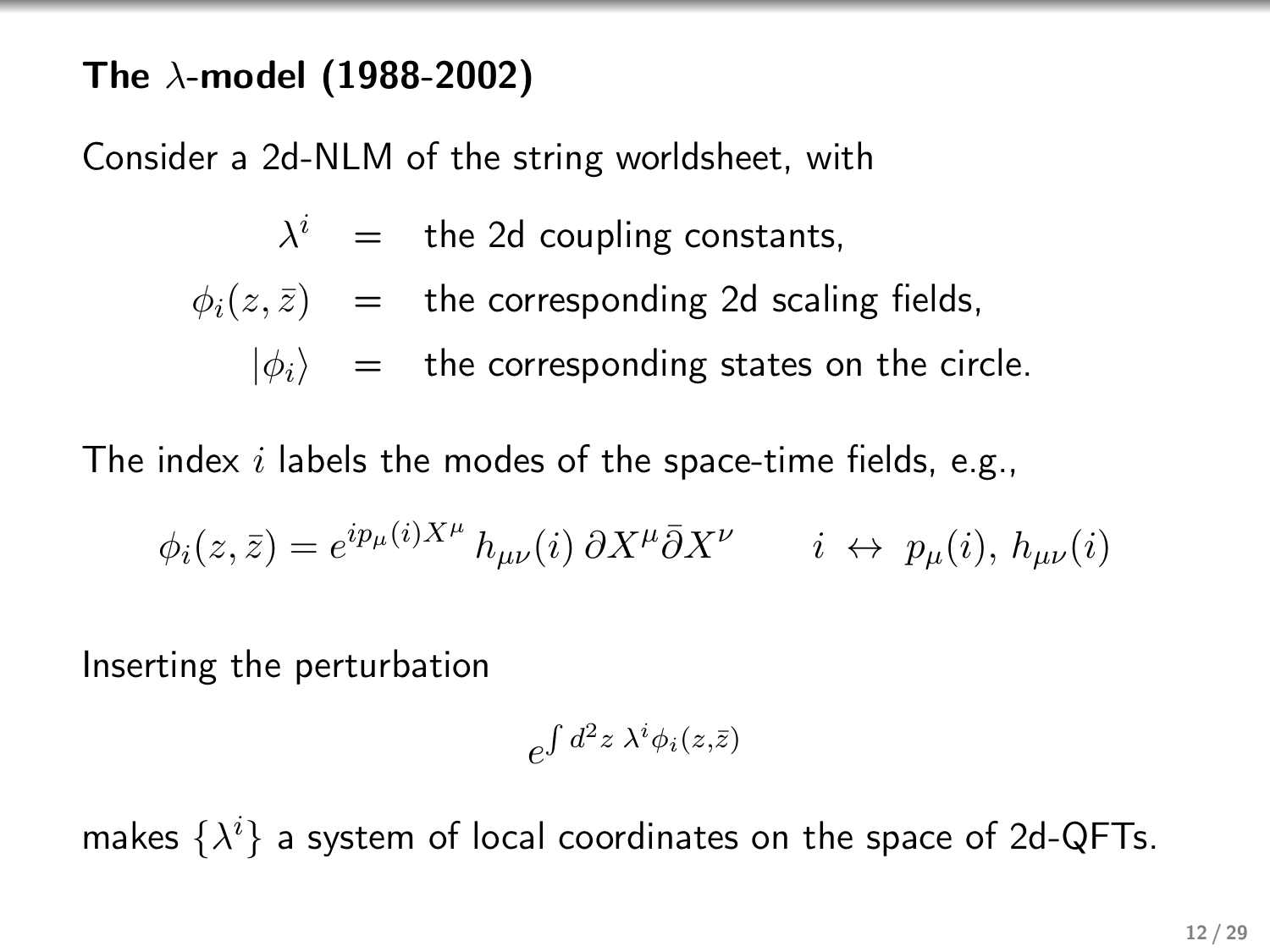# The $\lambda$-model (1988-2002)

Consider a 2d-NLM of the string worldsheet, with

$$
\begin{aligned}
\lambda^i &= \text{the 2d coupling constants,} \\
\phi_i(z,\bar{z}) &= \text{the corresponding 2d scaling fields,} \\
|\phi_i\rangle &= \text{the corresponding states on the circle.}
\end{aligned}
$$

The index $i$ labels the modes of the space-time fields, e.g.,

$$
\phi_i(z,\bar{z}) = e^{ip_\mu(i)X^\mu}\, h_{\mu\nu}(i)\, \partial X^\mu \bar{\partial} X^\nu \qquad i \leftrightarrow p_\mu(i),\, h_{\mu\nu}(i)
$$

Inserting the perturbation

$$
e^{\int d^2z\ \lambda^i \phi_i(z,\bar{z})}
$$

makes $\{\lambda^i\}$ a system of local coordinates on the space of 2d-QFTs.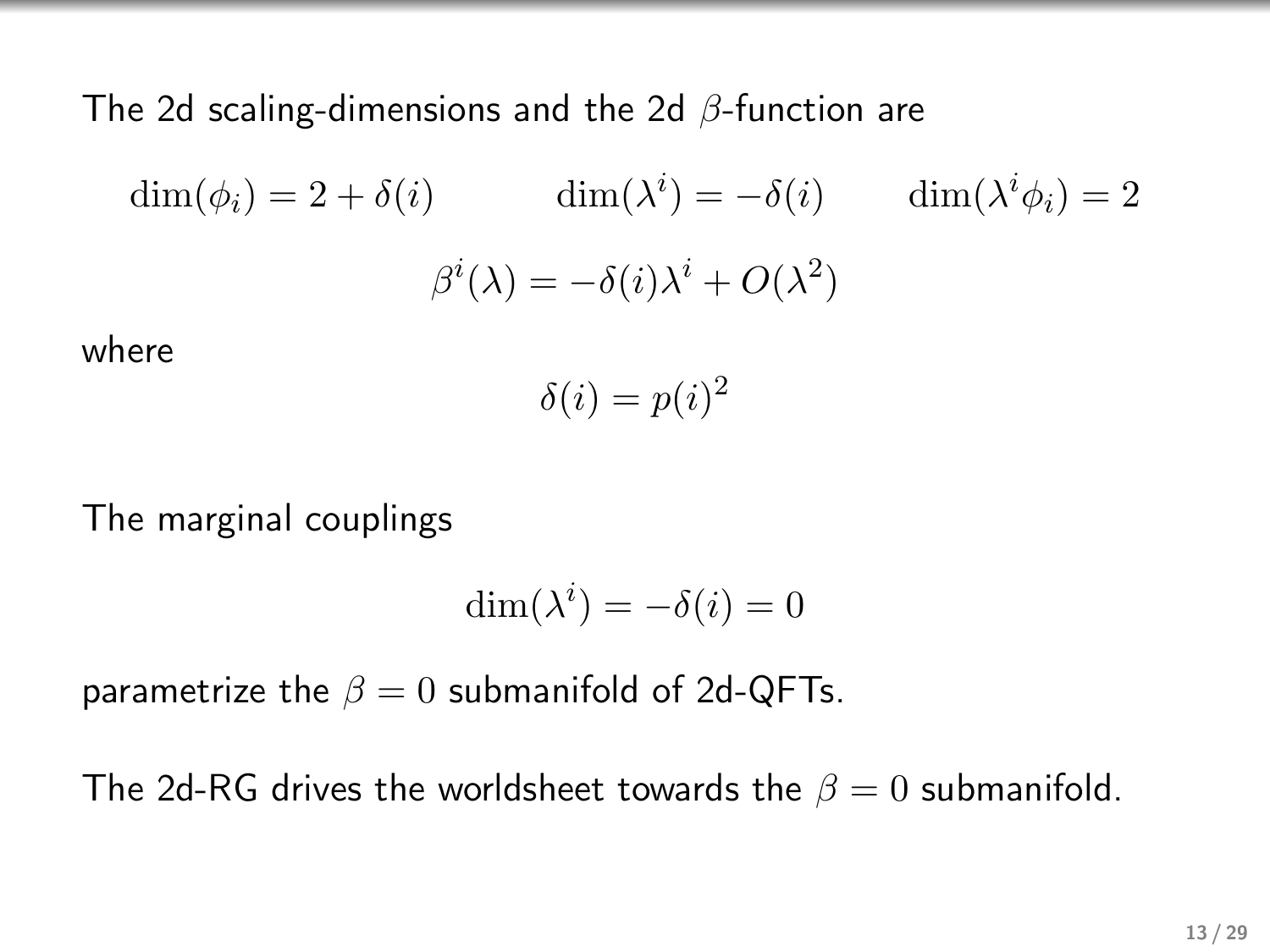The 2d scaling-dimensions and the 2d $\beta$-function are

$$\dim(\phi_i) = 2 + \delta(i) \qquad \dim(\lambda^i) = -\delta(i) \qquad \dim(\lambda^i \phi_i) = 2$$

$$\beta^i(\lambda) = -\delta(i)\lambda^i + O(\lambda^2)$$

where

$$\delta(i) = p(i)^2$$

The marginal couplings

$$\dim(\lambda^i) = -\delta(i) = 0$$

parametrize the $\beta = 0$ submanifold of 2d-QFTs.

The 2d-RG drives the worldsheet towards the $\beta = 0$ submanifold.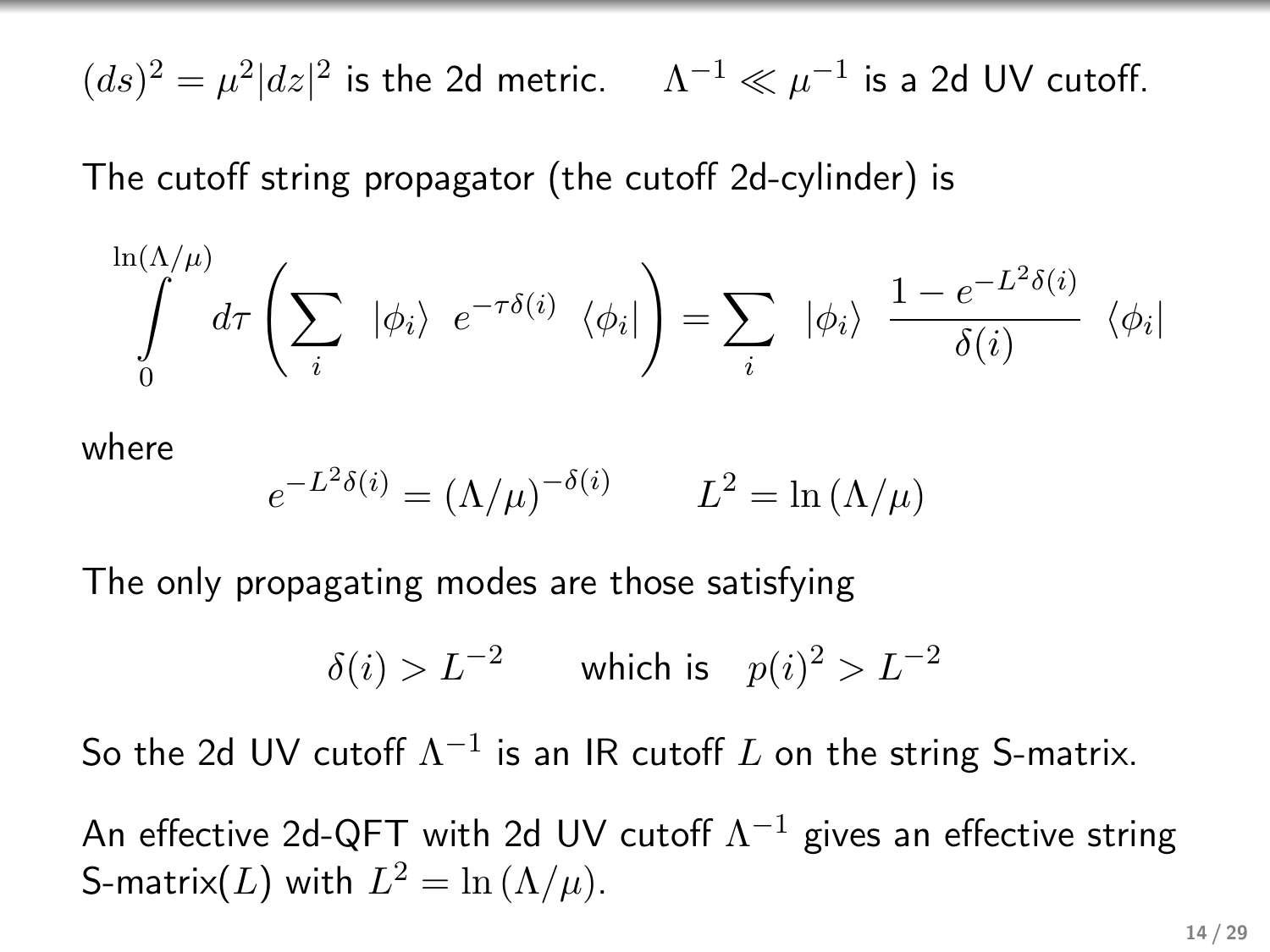$(ds)^2 = \mu^2 |dz|^2$ is the 2d metric. $\Lambda^{-1} \ll \mu^{-1}$ is a 2d UV cutoff.

The cutoff string propagator (the cutoff 2d-cylinder) is

$$\int_0^{\ln(\Lambda/\mu)} d\tau \left( \sum_i \; |\phi_i\rangle \; e^{-\tau \delta(i)} \; \langle \phi_i| \right) = \sum_i \; |\phi_i\rangle \; \frac{1 - e^{-L^2 \delta(i)}}{\delta(i)} \; \langle \phi_i|$$

where

$$e^{-L^2 \delta(i)} = (\Lambda/\mu)^{-\delta(i)} \qquad L^2 = \ln(\Lambda/\mu)$$

The only propagating modes are those satisfying

$$\delta(i) > L^{-2} \qquad \text{which is} \quad p(i)^2 > L^{-2}$$

So the 2d UV cutoff $\Lambda^{-1}$ is an IR cutoff $L$ on the string S-matrix.

An effective 2d-QFT with 2d UV cutoff $\Lambda^{-1}$ gives an effective string S-matrix($L$) with $L^2 = \ln(\Lambda/\mu)$.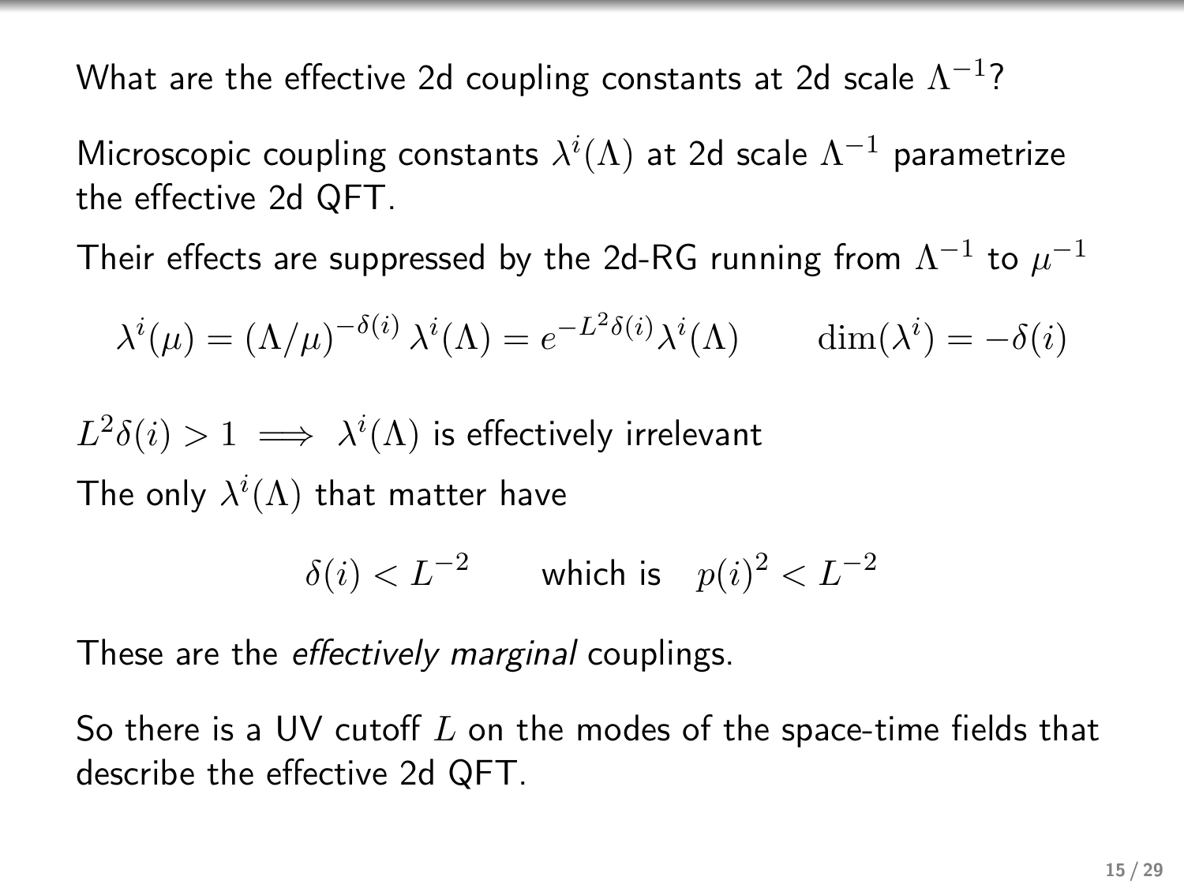What are the effective 2d coupling constants at 2d scale $\Lambda^{-1}$?

Microscopic coupling constants $\lambda^i(\Lambda)$ at 2d scale $\Lambda^{-1}$ parametrize the effective 2d QFT.

Their effects are suppressed by the 2d-RG running from $\Lambda^{-1}$ to $\mu^{-1}$

$$\lambda^i(\mu) = (\Lambda/\mu)^{-\delta(i)}\,\lambda^i(\Lambda) = e^{-L^2\delta(i)}\lambda^i(\Lambda) \qquad \dim(\lambda^i) = -\delta(i)$$

$L^2\delta(i) > 1 \implies \lambda^i(\Lambda)$ is effectively irrelevant

The only $\lambda^i(\Lambda)$ that matter have

$$\delta(i) < L^{-2} \qquad \text{which is} \quad p(i)^2 < L^{-2}$$

These are the *effectively marginal* couplings.

So there is a UV cutoff $L$ on the modes of the space-time fields that describe the effective 2d QFT.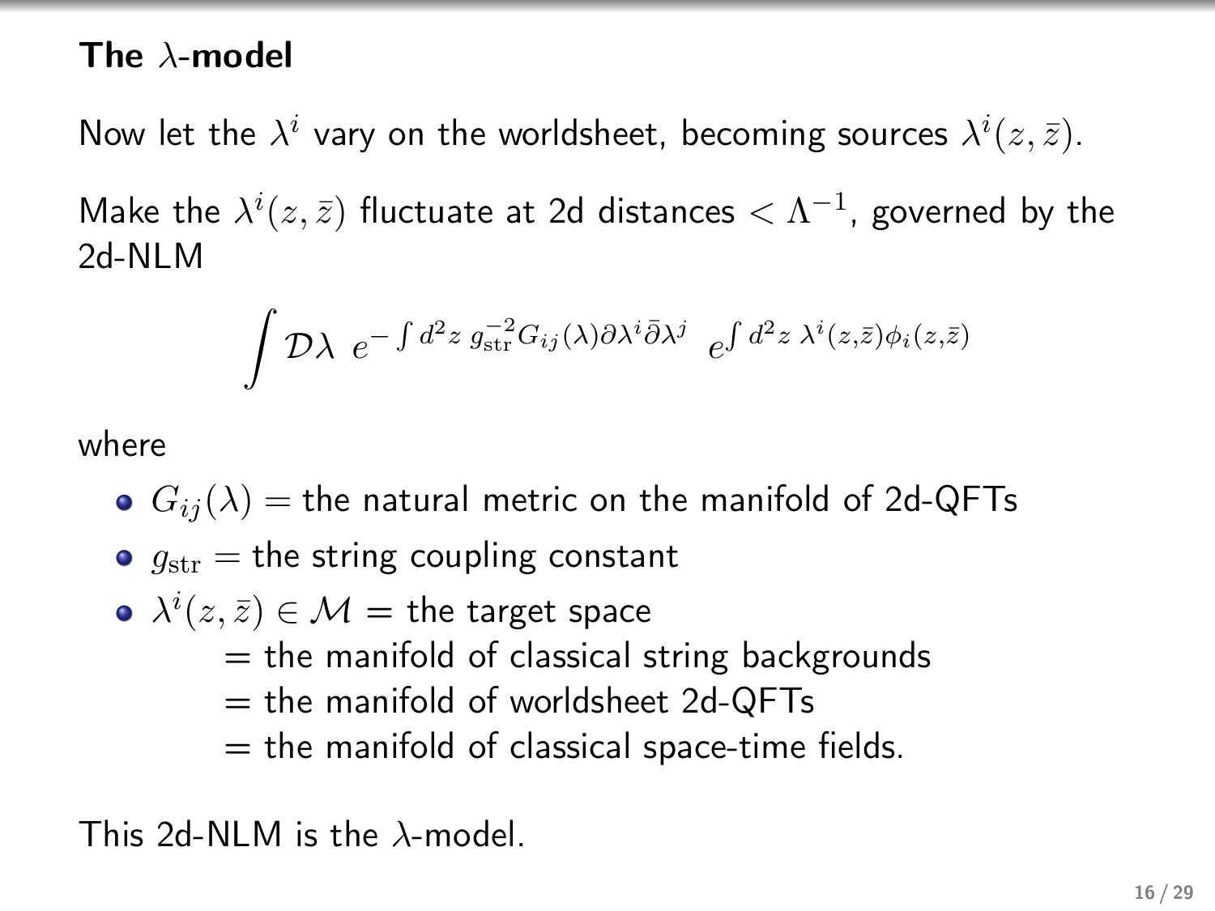## The $\lambda$-model

Now let the $\lambda^i$ vary on the worldsheet, becoming sources $\lambda^i(z, \bar{z})$.

Make the $\lambda^i(z, \bar{z})$ fluctuate at 2d distances $< \Lambda^{-1}$, governed by the 2d-NLM

$$\int \mathcal{D}\lambda \;\, e^{-\int d^2z \; g_{\mathrm{str}}^{-2} G_{ij}(\lambda) \partial\lambda^i \bar{\partial}\lambda^j} \;\; e^{\int d^2z \; \lambda^i(z,\bar{z})\phi_i(z,\bar{z})}$$

where

- $G_{ij}(\lambda) =$ the natural metric on the manifold of 2d-QFTs
- $g_{\mathrm{str}} =$ the string coupling constant
- $\lambda^i(z, \bar{z}) \in \mathcal{M} =$ the target space
  - $=$ the manifold of classical string backgrounds
  - $=$ the manifold of worldsheet 2d-QFTs
  - $=$ the manifold of classical space-time fields.

This 2d-NLM is the $\lambda$-model.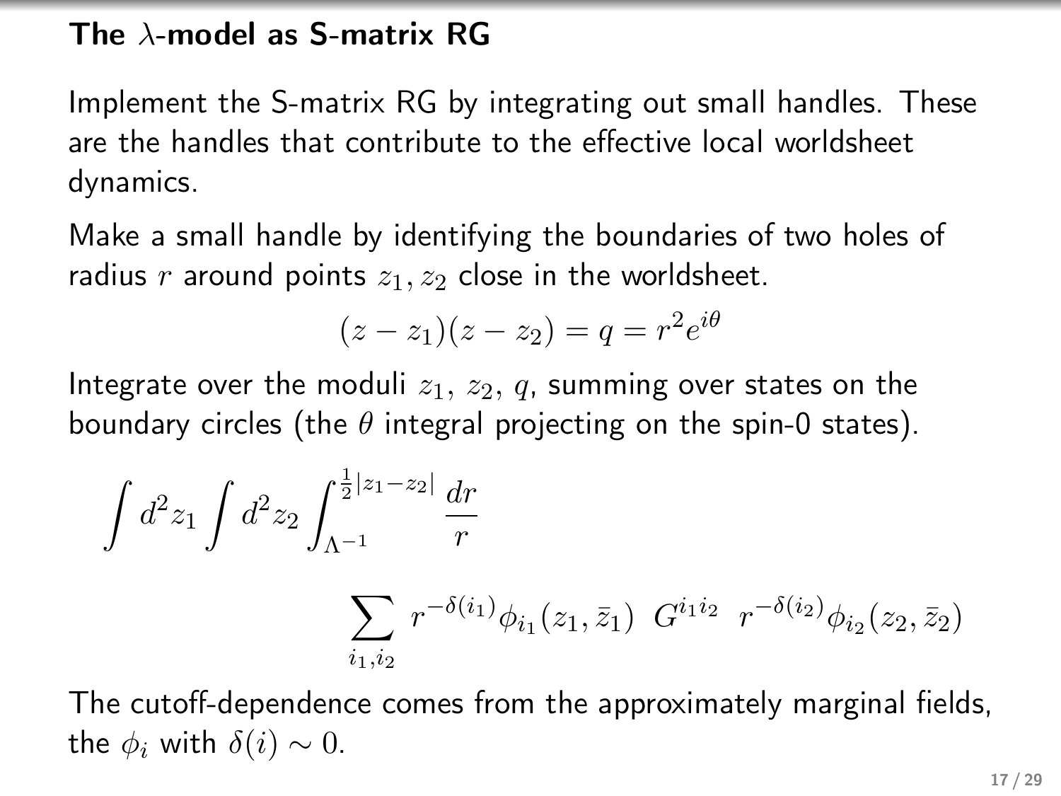## The $\lambda$-model as S-matrix RG

Implement the S-matrix RG by integrating out small handles. These are the handles that contribute to the effective local worldsheet dynamics.

Make a small handle by identifying the boundaries of two holes of radius $r$ around points $z_1, z_2$ close in the worldsheet.

$$(z - z_1)(z - z_2) = q = r^2 e^{i\theta}$$

Integrate over the moduli $z_1$, $z_2$, $q$, summing over states on the boundary circles (the $\theta$ integral projecting on the spin-0 states).

$$\int d^2z_1 \int d^2z_2 \int_{\Lambda^{-1}}^{\frac{1}{2}|z_1 - z_2|} \frac{dr}{r}$$

$$\sum_{i_1, i_2} r^{-\delta(i_1)} \phi_{i_1}(z_1, \bar{z}_1) \; G^{i_1 i_2} \; r^{-\delta(i_2)} \phi_{i_2}(z_2, \bar{z}_2)$$

The cutoff-dependence comes from the approximately marginal fields, the $\phi_i$ with $\delta(i) \sim 0$.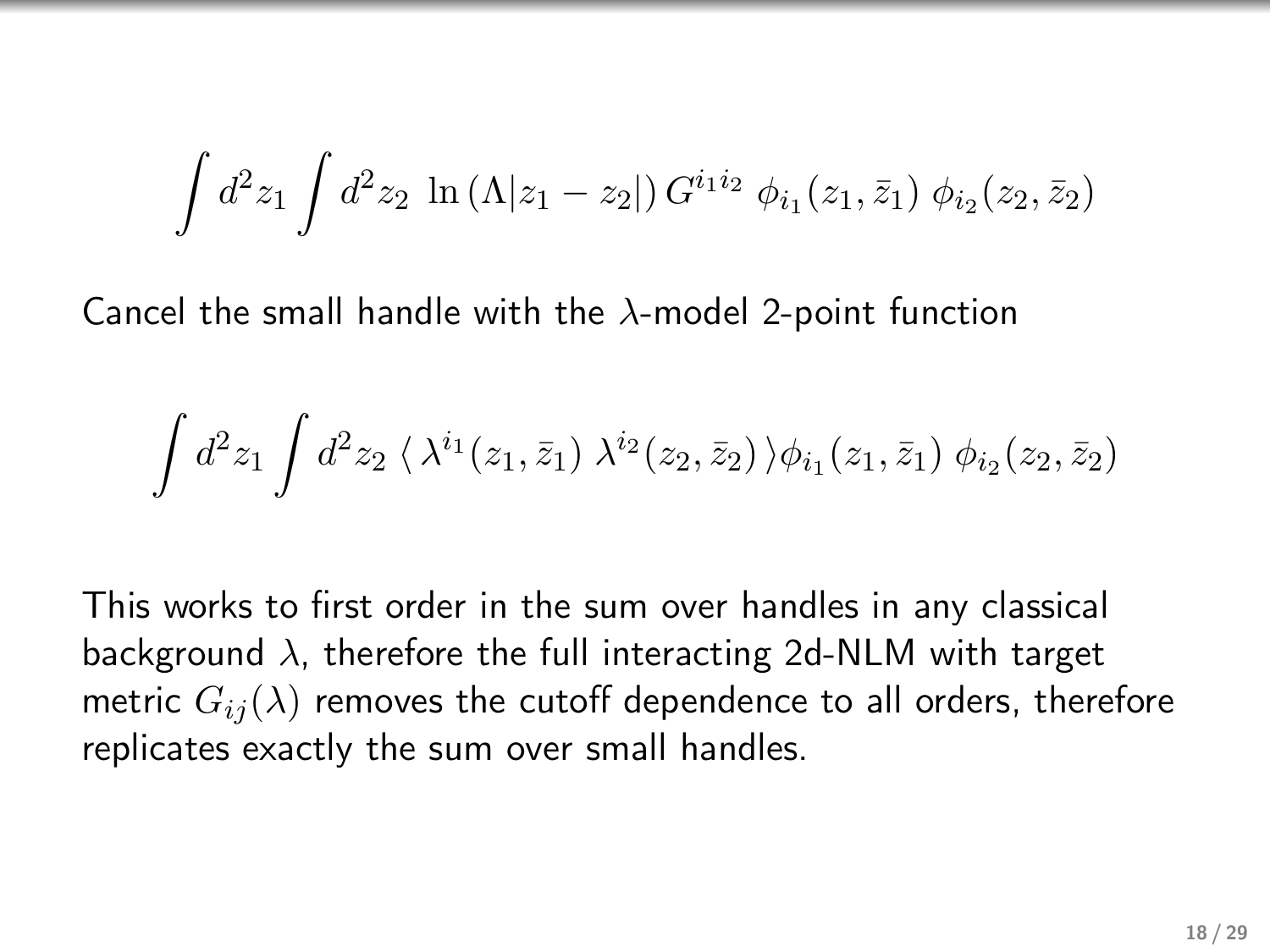$$\int d^2 z_1 \int d^2 z_2 \; \ln\left(\Lambda |z_1 - z_2|\right) G^{i_1 i_2} \; \phi_{i_1}(z_1, \bar{z}_1) \; \phi_{i_2}(z_2, \bar{z}_2)$$

Cancel the small handle with the $\lambda$-model 2-point function

$$\int d^2 z_1 \int d^2 z_2 \; \langle \, \lambda^{i_1}(z_1, \bar{z}_1) \; \lambda^{i_2}(z_2, \bar{z}_2) \, \rangle \phi_{i_1}(z_1, \bar{z}_1) \; \phi_{i_2}(z_2, \bar{z}_2)$$

This works to first order in the sum over handles in any classical background $\lambda$, therefore the full interacting 2d-NLM with target metric $G_{ij}(\lambda)$ removes the cutoff dependence to all orders, therefore replicates exactly the sum over small handles.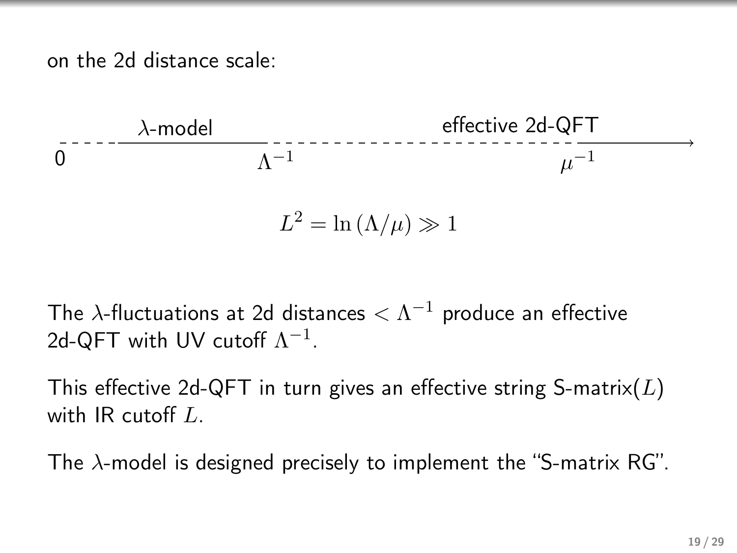on the 2d distance scale:

$$0 \; \text{- - - -} \underbrace{\qquad \lambda\text{-model} \qquad}_{} \Lambda^{-1} \; \text{- - - - - - - - - - - -} \; \mu^{-1} \underbrace{\qquad \text{effective 2d-QFT} \qquad}_{} \longrightarrow$$

$$L^2 = \ln(\Lambda/\mu) \gg 1$$

The $\lambda$-fluctuations at 2d distances $< \Lambda^{-1}$ produce an effective 2d-QFT with UV cutoff $\Lambda^{-1}$.

This effective 2d-QFT in turn gives an effective string S-matrix($L$) with IR cutoff $L$.

The $\lambda$-model is designed precisely to implement the "S-matrix RG".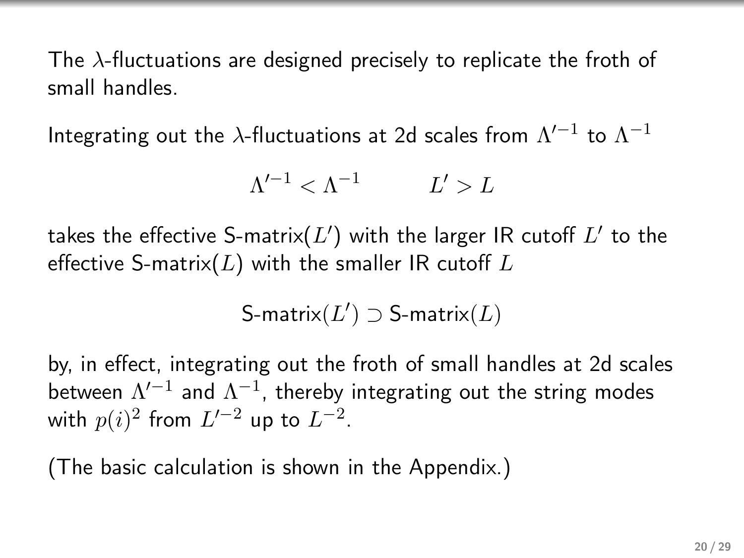The $\lambda$-fluctuations are designed precisely to replicate the froth of small handles.

Integrating out the $\lambda$-fluctuations at 2d scales from $\Lambda'^{-1}$ to $\Lambda^{-1}$

$$\Lambda'^{-1} < \Lambda^{-1} \qquad\qquad L' > L$$

takes the effective S-matrix($L'$) with the larger IR cutoff $L'$ to the effective S-matrix($L$) with the smaller IR cutoff $L$

$$\text{S-matrix}(L') \supset \text{S-matrix}(L)$$

by, in effect, integrating out the froth of small handles at 2d scales between $\Lambda'^{-1}$ and $\Lambda^{-1}$, thereby integrating out the string modes with $p(i)^2$ from $L'^{-2}$ up to $L^{-2}$.

(The basic calculation is shown in the Appendix.)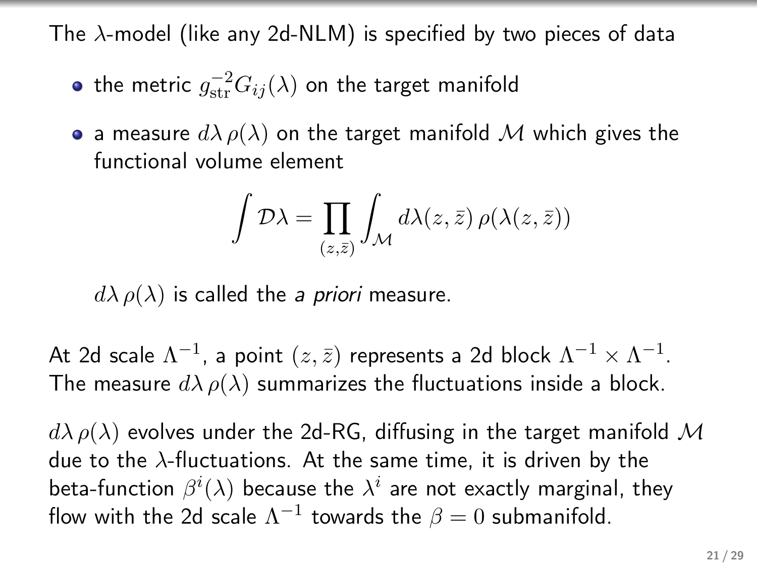The $\lambda$-model (like any 2d-NLM) is specified by two pieces of data

- the metric $g_{\rm str}^{-2} G_{ij}(\lambda)$ on the target manifold
- a measure $d\lambda\, \rho(\lambda)$ on the target manifold $\mathcal{M}$ which gives the functional volume element

$$\int \mathcal{D}\lambda = \prod_{(z,\bar{z})} \int_{\mathcal{M}} d\lambda(z,\bar{z})\, \rho(\lambda(z,\bar{z}))$$

  $d\lambda\, \rho(\lambda)$ is called the *a priori* measure.

At 2d scale $\Lambda^{-1}$, a point $(z,\bar{z})$ represents a 2d block $\Lambda^{-1} \times \Lambda^{-1}$. The measure $d\lambda\, \rho(\lambda)$ summarizes the fluctuations inside a block.

$d\lambda\, \rho(\lambda)$ evolves under the 2d-RG, diffusing in the target manifold $\mathcal{M}$ due to the $\lambda$-fluctuations. At the same time, it is driven by the beta-function $\beta^i(\lambda)$ because the $\lambda^i$ are not exactly marginal, they flow with the 2d scale $\Lambda^{-1}$ towards the $\beta = 0$ submanifold.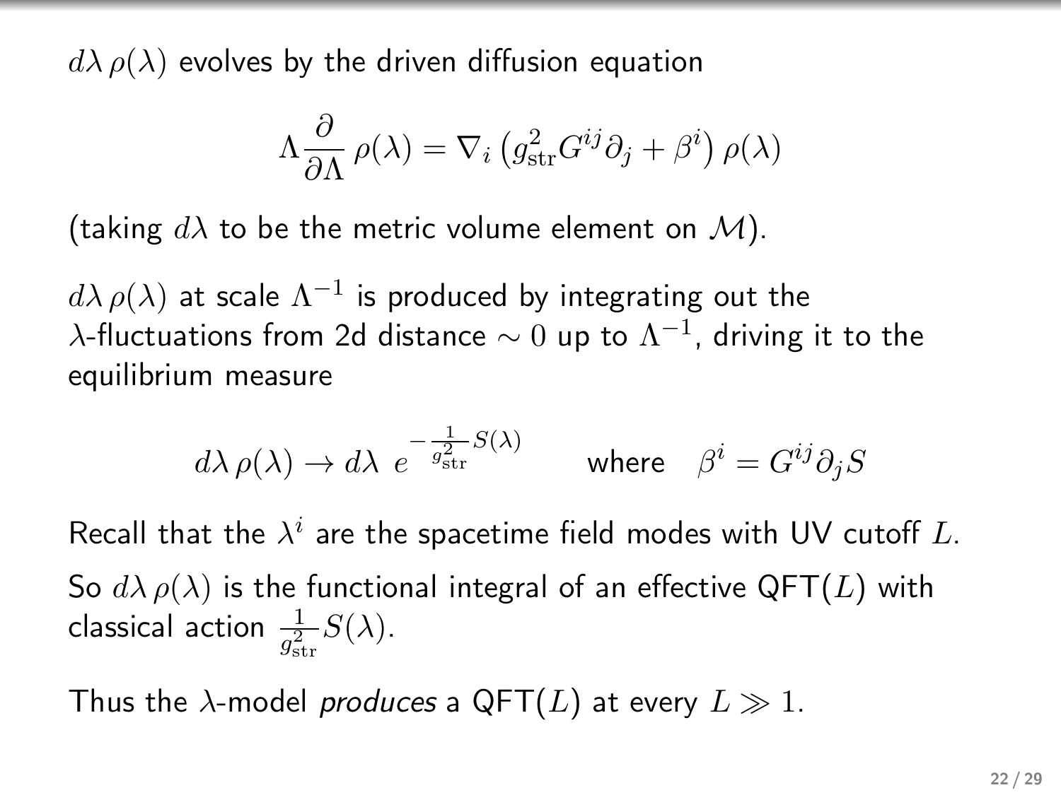$d\lambda\,\rho(\lambda)$ evolves by the driven diffusion equation

$$\Lambda \frac{\partial}{\partial \Lambda}\,\rho(\lambda) = \nabla_i \left( g_{\mathrm{str}}^2 G^{ij} \partial_j + \beta^i \right) \rho(\lambda)$$

(taking $d\lambda$ to be the metric volume element on $\mathcal{M}$).

$d\lambda\,\rho(\lambda)$ at scale $\Lambda^{-1}$ is produced by integrating out the $\lambda$-fluctuations from 2d distance $\sim 0$ up to $\Lambda^{-1}$, driving it to the equilibrium measure

$$d\lambda\,\rho(\lambda) \to d\lambda\; e^{-\frac{1}{g_{\mathrm{str}}^2} S(\lambda)} \qquad \text{where} \quad \beta^i = G^{ij} \partial_j S$$

Recall that the $\lambda^i$ are the spacetime field modes with UV cutoff $L$.

So $d\lambda\,\rho(\lambda)$ is the functional integral of an effective QFT($L$) with classical action $\frac{1}{g_{\mathrm{str}}^2} S(\lambda)$.

Thus the $\lambda$-model *produces* a QFT($L$) at every $L \gg 1$.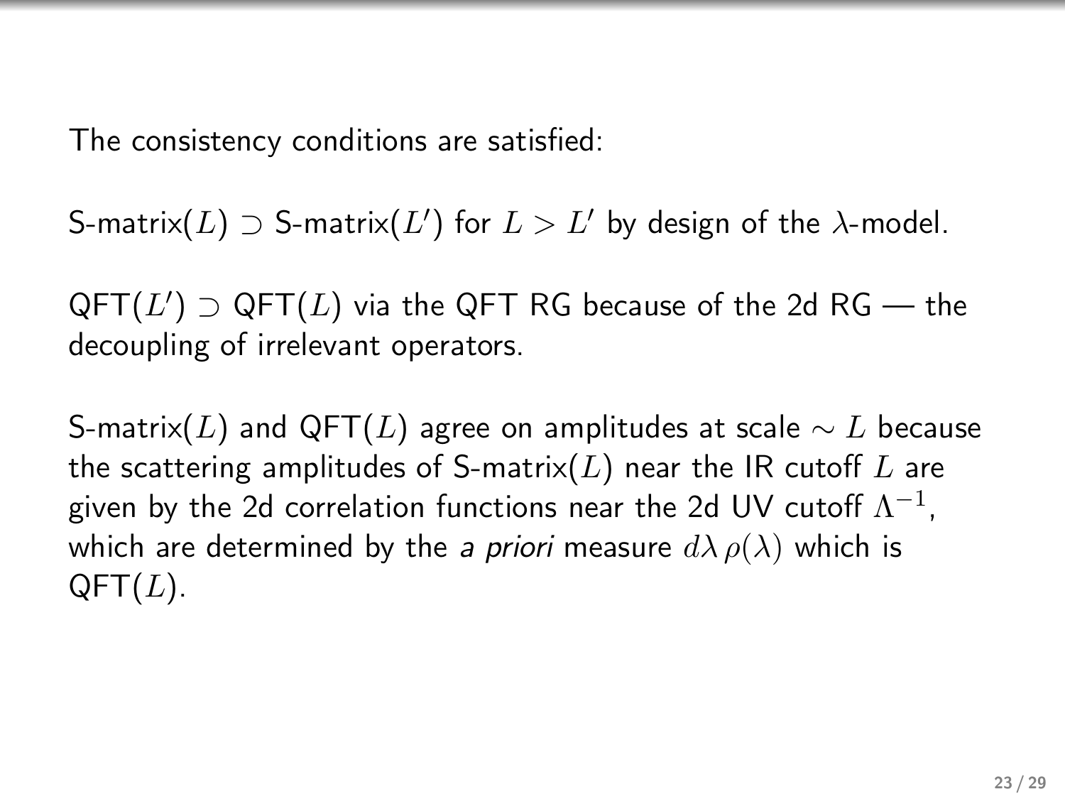The consistency conditions are satisfied:

S-matrix($L$) $\supset$ S-matrix($L'$) for $L > L'$ by design of the $\lambda$-model.

QFT($L'$) $\supset$ QFT($L$) via the QFT RG because of the 2d RG — the decoupling of irrelevant operators.

S-matrix($L$) and QFT($L$) agree on amplitudes at scale $\sim L$ because the scattering amplitudes of S-matrix($L$) near the IR cutoff $L$ are given by the 2d correlation functions near the 2d UV cutoff $\Lambda^{-1}$, which are determined by the *a priori* measure $d\lambda\,\rho(\lambda)$ which is QFT($L$).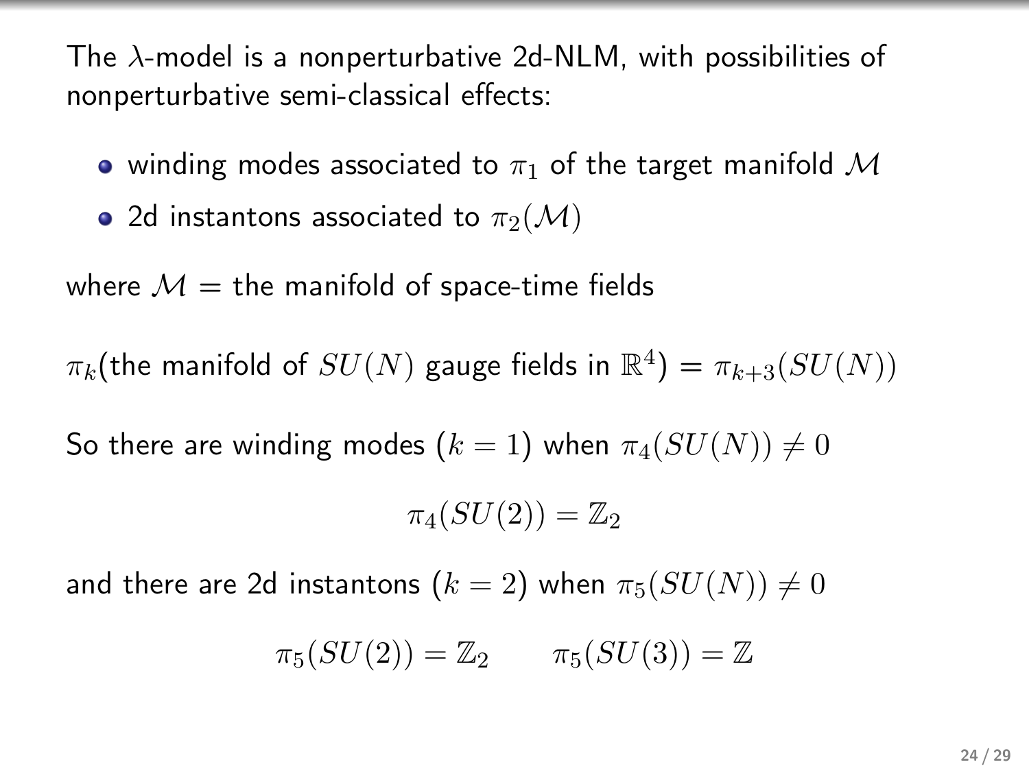The $\lambda$-model is a nonperturbative 2d-NLM, with possibilities of nonperturbative semi-classical effects:

- winding modes associated to $\pi_1$ of the target manifold $\mathcal{M}$
- 2d instantons associated to $\pi_2(\mathcal{M})$

where $\mathcal{M}$ = the manifold of space-time fields

$\pi_k$(the manifold of $SU(N)$ gauge fields in $\mathbb{R}^4$) = $\pi_{k+3}(SU(N))$

So there are winding modes ($k = 1$) when $\pi_4(SU(N)) \neq 0$

$$\pi_4(SU(2)) = \mathbb{Z}_2$$

and there are 2d instantons ($k = 2$) when $\pi_5(SU(N)) \neq 0$

$$\pi_5(SU(2)) = \mathbb{Z}_2 \qquad \pi_5(SU(3)) = \mathbb{Z}$$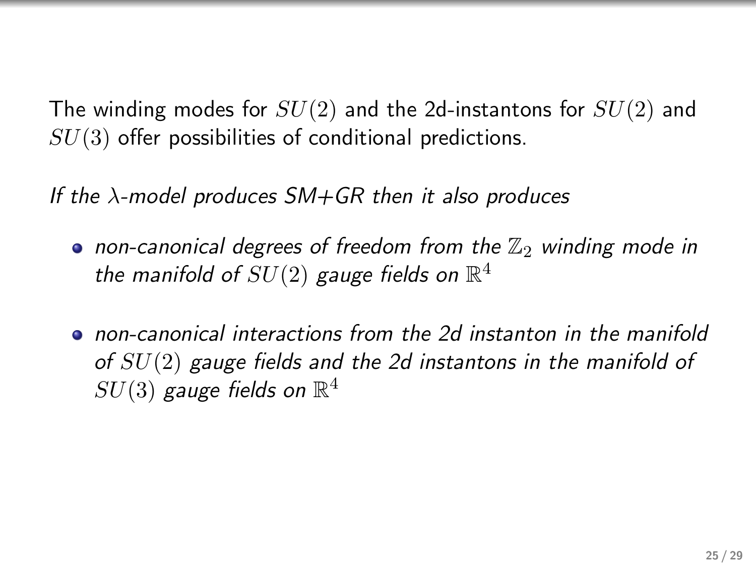The winding modes for $SU(2)$ and the 2d-instantons for $SU(2)$ and $SU(3)$ offer possibilities of conditional predictions.

*If the $\lambda$-model produces SM+GR then it also produces*

- *non-canonical degrees of freedom from the $\mathbb{Z}_2$ winding mode in the manifold of $SU(2)$ gauge fields on $\mathbb{R}^4$*

- *non-canonical interactions from the 2d instanton in the manifold of $SU(2)$ gauge fields and the 2d instantons in the manifold of $SU(3)$ gauge fields on $\mathbb{R}^4$*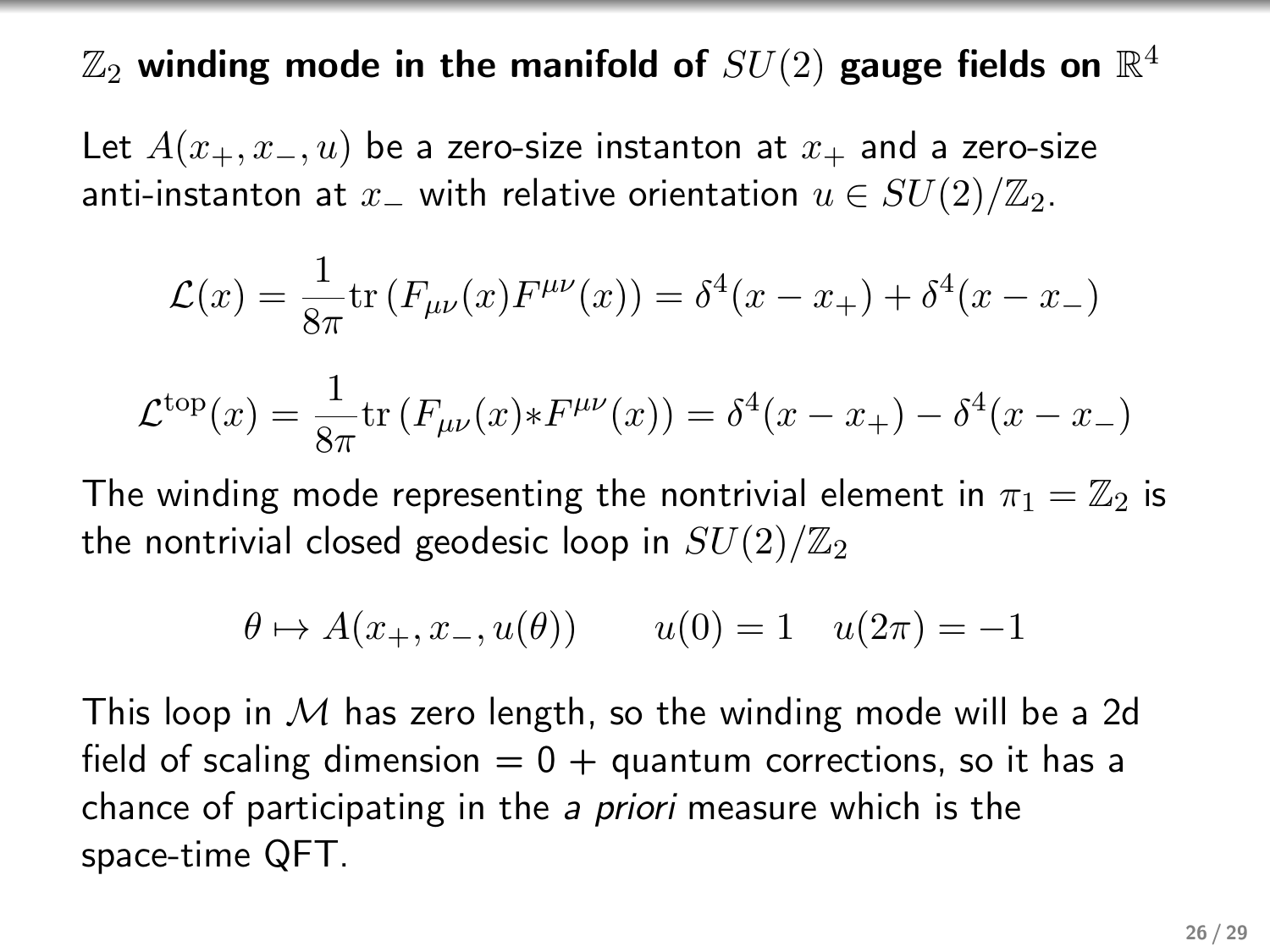## $\mathbb{Z}_2$ winding mode in the manifold of $SU(2)$ gauge fields on $\mathbb{R}^4$

Let $A(x_+, x_-, u)$ be a zero-size instanton at $x_+$ and a zero-size anti-instanton at $x_-$ with relative orientation $u \in SU(2)/\mathbb{Z}_2$.

$$\mathcal{L}(x) = \frac{1}{8\pi}\mathrm{tr}\left(F_{\mu\nu}(x)F^{\mu\nu}(x)\right) = \delta^4(x - x_+) + \delta^4(x - x_-)$$

$$\mathcal{L}^{\mathrm{top}}(x) = \frac{1}{8\pi}\mathrm{tr}\left(F_{\mu\nu}(x){*}F^{\mu\nu}(x)\right) = \delta^4(x - x_+) - \delta^4(x - x_-)$$

The winding mode representing the nontrivial element in $\pi_1 = \mathbb{Z}_2$ is the nontrivial closed geodesic loop in $SU(2)/\mathbb{Z}_2$

$$\theta \mapsto A(x_+, x_-, u(\theta)) \qquad u(0) = 1 \quad u(2\pi) = -1$$

This loop in $\mathcal{M}$ has zero length, so the winding mode will be a 2d field of scaling dimension $= 0 +$ quantum corrections, so it has a chance of participating in the *a priori* measure which is the space-time QFT.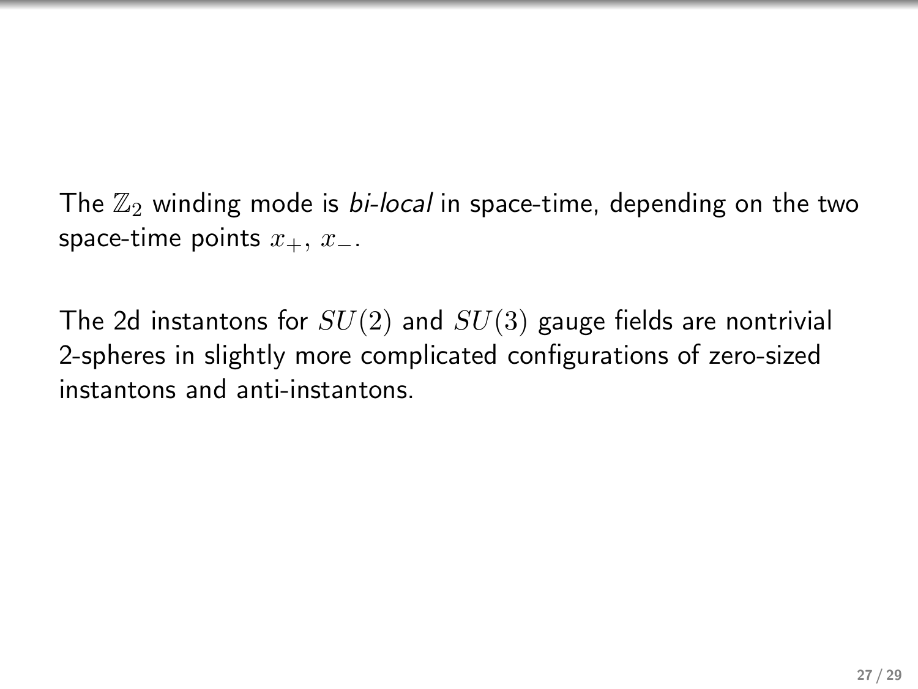The $\mathbb{Z}_2$ winding mode is *bi-local* in space-time, depending on the two space-time points $x_+$, $x_-$.

The 2d instantons for $SU(2)$ and $SU(3)$ gauge fields are nontrivial 2-spheres in slightly more complicated configurations of zero-sized instantons and anti-instantons.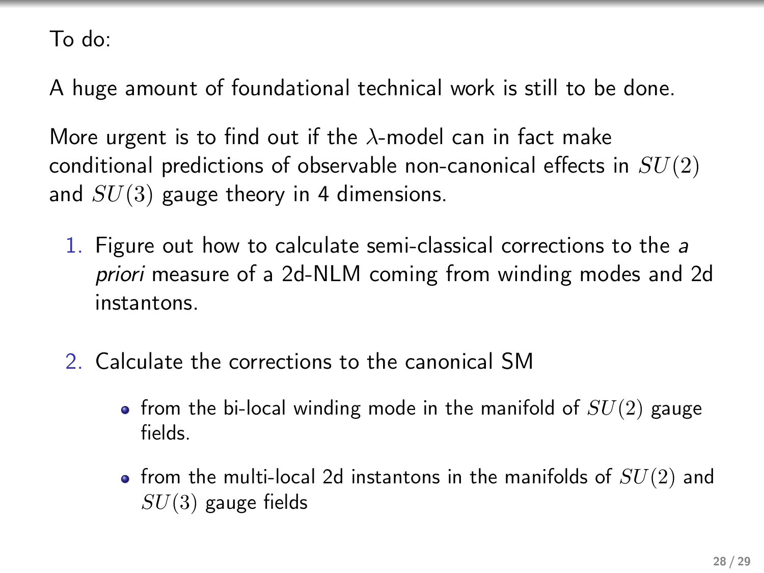To do:

A huge amount of foundational technical work is still to be done.

More urgent is to find out if the $\lambda$-model can in fact make conditional predictions of observable non-canonical effects in $SU(2)$ and $SU(3)$ gauge theory in 4 dimensions.

1. Figure out how to calculate semi-classical corrections to the *a priori* measure of a 2d-NLM coming from winding modes and 2d instantons.

2. Calculate the corrections to the canonical SM

   - from the bi-local winding mode in the manifold of $SU(2)$ gauge fields.

   - from the multi-local 2d instantons in the manifolds of $SU(2)$ and $SU(3)$ gauge fields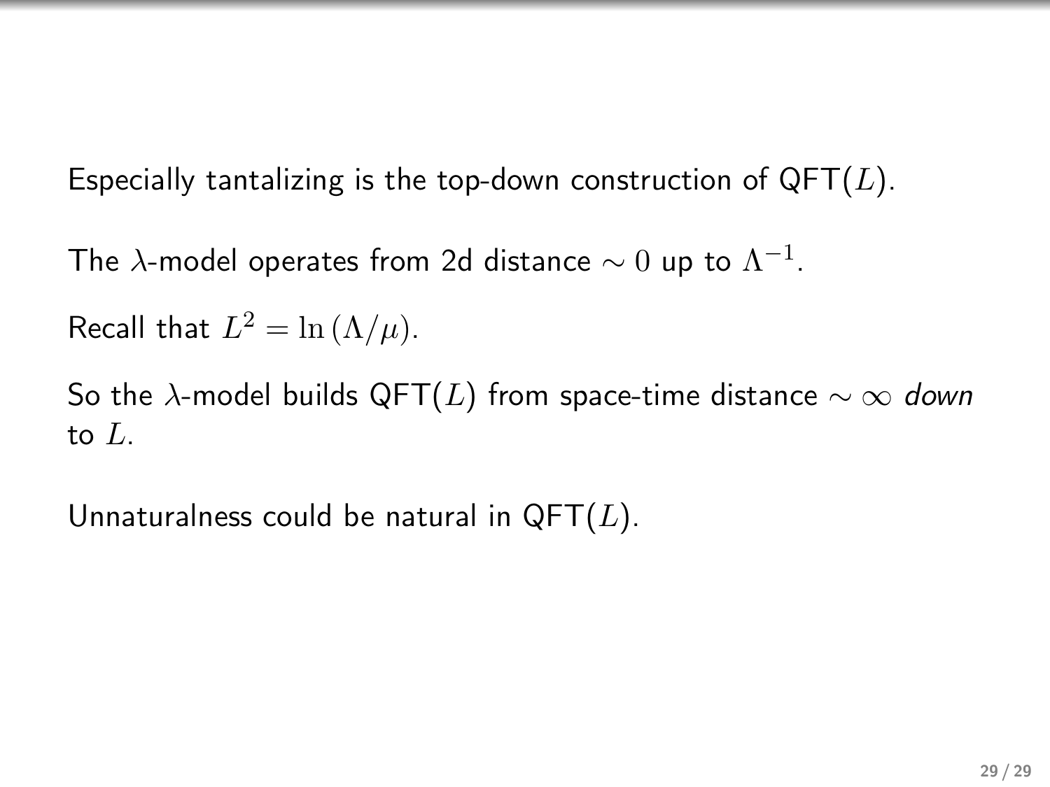Especially tantalizing is the top-down construction of QFT($L$).

The $\lambda$-model operates from 2d distance $\sim 0$ up to $\Lambda^{-1}$.

Recall that $L^2 = \ln(\Lambda/\mu)$.

So the $\lambda$-model builds QFT($L$) from space-time distance $\sim \infty$ *down* to $L$.

Unnaturalness could be natural in QFT($L$).